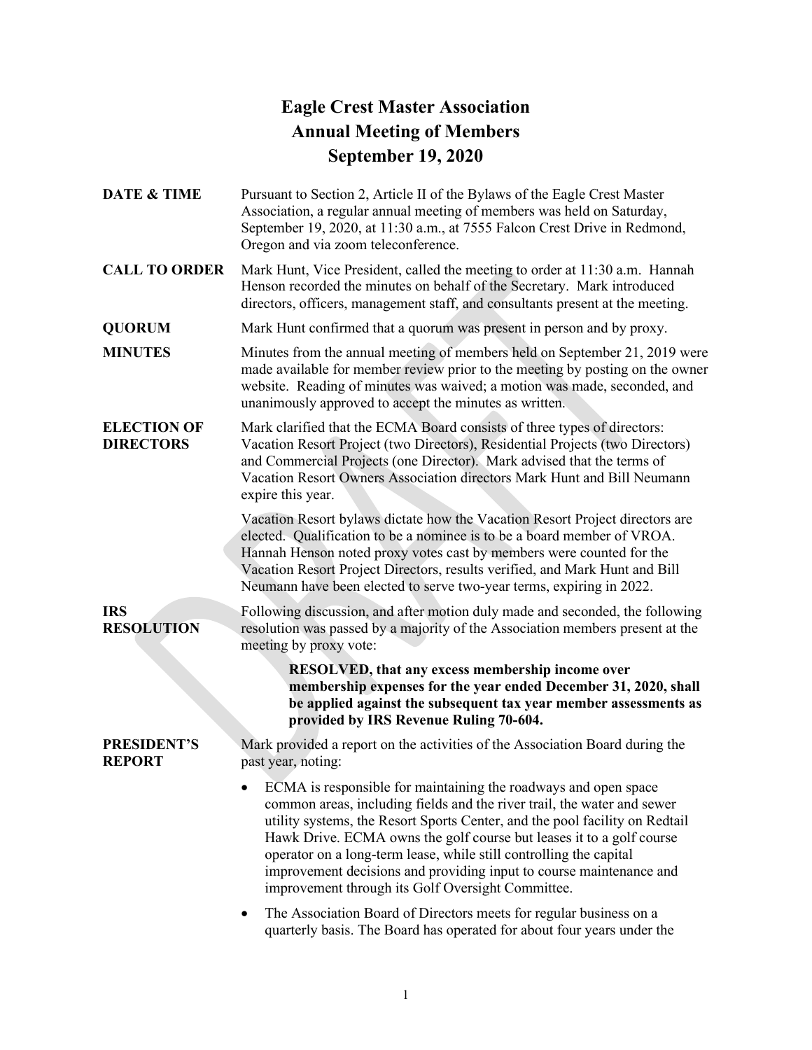# Eagle Crest Master Association
# Annual Meeting of Members
# September 19, 2020

**DATE & TIME**

Pursuant to Section 2, Article II of the Bylaws of the Eagle Crest Master Association, a regular annual meeting of members was held on Saturday, September 19, 2020, at 11:30 a.m., at 7555 Falcon Crest Drive in Redmond, Oregon and via zoom teleconference.

**CALL TO ORDER**

Mark Hunt, Vice President, called the meeting to order at 11:30 a.m. Hannah Henson recorded the minutes on behalf of the Secretary. Mark introduced directors, officers, management staff, and consultants present at the meeting.

**QUORUM**

Mark Hunt confirmed that a quorum was present in person and by proxy.

**MINUTES**

Minutes from the annual meeting of members held on September 21, 2019 were made available for member review prior to the meeting by posting on the owner website. Reading of minutes was waived; a motion was made, seconded, and unanimously approved to accept the minutes as written.

**ELECTION OF DIRECTORS**

Mark clarified that the ECMA Board consists of three types of directors: Vacation Resort Project (two Directors), Residential Projects (two Directors) and Commercial Projects (one Director). Mark advised that the terms of Vacation Resort Owners Association directors Mark Hunt and Bill Neumann expire this year.

Vacation Resort bylaws dictate how the Vacation Resort Project directors are elected. Qualification to be a nominee is to be a board member of VROA. Hannah Henson noted proxy votes cast by members were counted for the Vacation Resort Project Directors, results verified, and Mark Hunt and Bill Neumann have been elected to serve two-year terms, expiring in 2022.

**IRS RESOLUTION**

Following discussion, and after motion duly made and seconded, the following resolution was passed by a majority of the Association members present at the meeting by proxy vote:

> **RESOLVED, that any excess membership income over membership expenses for the year ended December 31, 2020, shall be applied against the subsequent tax year member assessments as provided by IRS Revenue Ruling 70-604.**

**PRESIDENT'S REPORT**

Mark provided a report on the activities of the Association Board during the past year, noting:

- ECMA is responsible for maintaining the roadways and open space common areas, including fields and the river trail, the water and sewer utility systems, the Resort Sports Center, and the pool facility on Redtail Hawk Drive. ECMA owns the golf course but leases it to a golf course operator on a long-term lease, while still controlling the capital improvement decisions and providing input to course maintenance and improvement through its Golf Oversight Committee.
- The Association Board of Directors meets for regular business on a quarterly basis. The Board has operated for about four years under the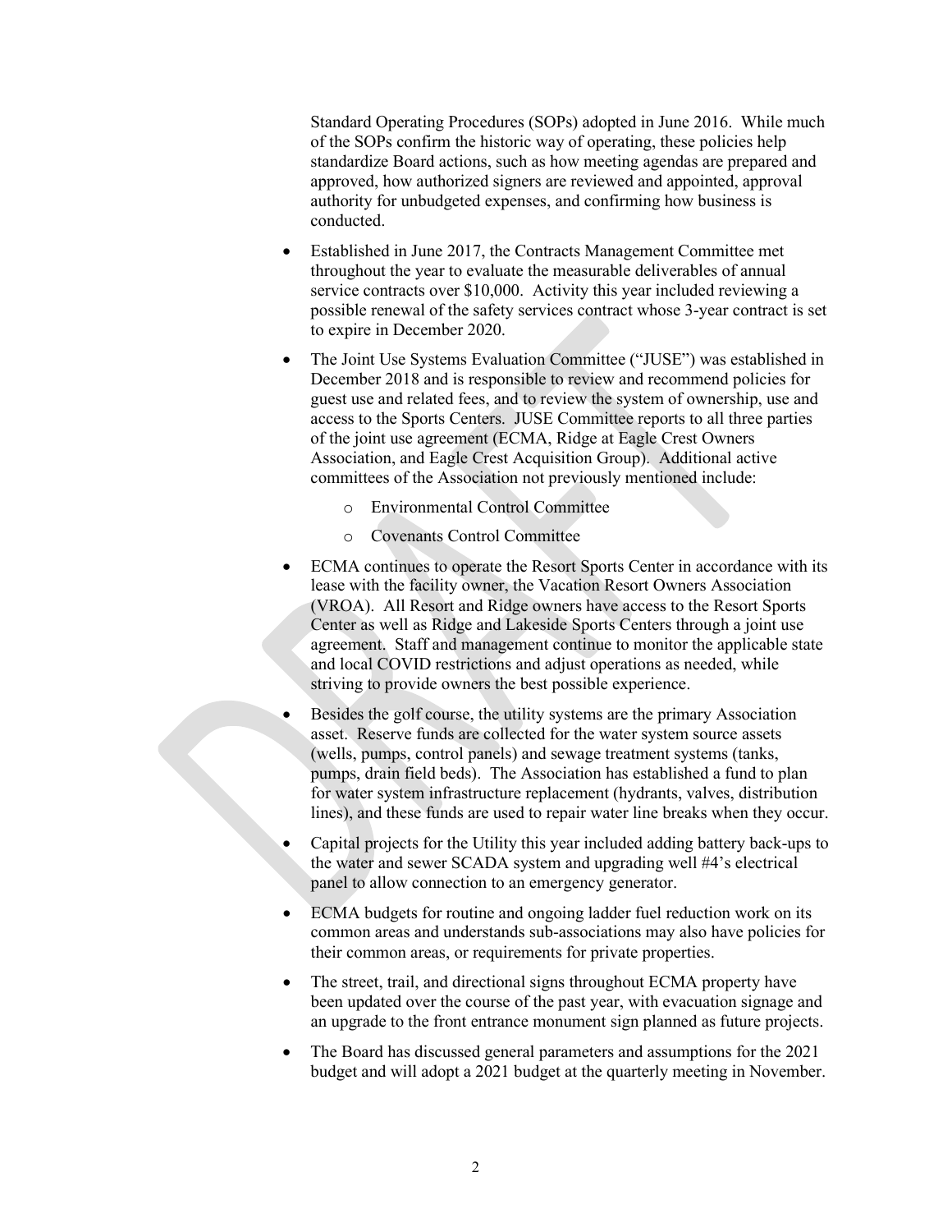Standard Operating Procedures (SOPs) adopted in June 2016. While much of the SOPs confirm the historic way of operating, these policies help standardize Board actions, such as how meeting agendas are prepared and approved, how authorized signers are reviewed and appointed, approval authority for unbudgeted expenses, and confirming how business is conducted.

- Established in June 2017, the Contracts Management Committee met throughout the year to evaluate the measurable deliverables of annual service contracts over $10,000. Activity this year included reviewing a possible renewal of the safety services contract whose 3-year contract is set to expire in December 2020.
- The Joint Use Systems Evaluation Committee ("JUSE") was established in December 2018 and is responsible to review and recommend policies for guest use and related fees, and to review the system of ownership, use and access to the Sports Centers. JUSE Committee reports to all three parties of the joint use agreement (ECMA, Ridge at Eagle Crest Owners Association, and Eagle Crest Acquisition Group). Additional active committees of the Association not previously mentioned include:
  - Environmental Control Committee
  - Covenants Control Committee
- ECMA continues to operate the Resort Sports Center in accordance with its lease with the facility owner, the Vacation Resort Owners Association (VROA). All Resort and Ridge owners have access to the Resort Sports Center as well as Ridge and Lakeside Sports Centers through a joint use agreement. Staff and management continue to monitor the applicable state and local COVID restrictions and adjust operations as needed, while striving to provide owners the best possible experience.
- Besides the golf course, the utility systems are the primary Association asset. Reserve funds are collected for the water system source assets (wells, pumps, control panels) and sewage treatment systems (tanks, pumps, drain field beds). The Association has established a fund to plan for water system infrastructure replacement (hydrants, valves, distribution lines), and these funds are used to repair water line breaks when they occur.
- Capital projects for the Utility this year included adding battery back-ups to the water and sewer SCADA system and upgrading well #4's electrical panel to allow connection to an emergency generator.
- ECMA budgets for routine and ongoing ladder fuel reduction work on its common areas and understands sub-associations may also have policies for their common areas, or requirements for private properties.
- The street, trail, and directional signs throughout ECMA property have been updated over the course of the past year, with evacuation signage and an upgrade to the front entrance monument sign planned as future projects.
- The Board has discussed general parameters and assumptions for the 2021 budget and will adopt a 2021 budget at the quarterly meeting in November.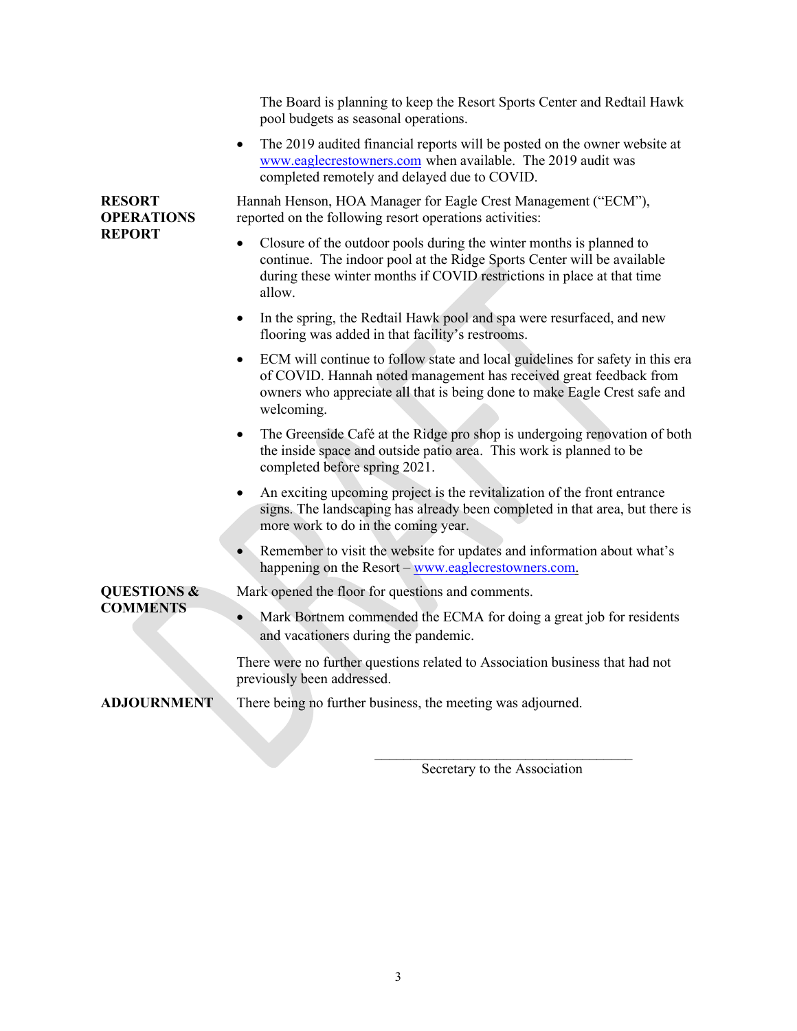The Board is planning to keep the Resort Sports Center and Redtail Hawk pool budgets as seasonal operations.

- The 2019 audited financial reports will be posted on the owner website at www.eaglecrestowners.com when available. The 2019 audit was completed remotely and delayed due to COVID.

**RESORT OPERATIONS REPORT**

Hannah Henson, HOA Manager for Eagle Crest Management ("ECM"), reported on the following resort operations activities:

- Closure of the outdoor pools during the winter months is planned to continue. The indoor pool at the Ridge Sports Center will be available during these winter months if COVID restrictions in place at that time allow.
- In the spring, the Redtail Hawk pool and spa were resurfaced, and new flooring was added in that facility's restrooms.
- ECM will continue to follow state and local guidelines for safety in this era of COVID. Hannah noted management has received great feedback from owners who appreciate all that is being done to make Eagle Crest safe and welcoming.
- The Greenside Café at the Ridge pro shop is undergoing renovation of both the inside space and outside patio area. This work is planned to be completed before spring 2021.
- An exciting upcoming project is the revitalization of the front entrance signs. The landscaping has already been completed in that area, but there is more work to do in the coming year.
- Remember to visit the website for updates and information about what's happening on the Resort – www.eaglecrestowners.com.

**QUESTIONS & COMMENTS**

Mark opened the floor for questions and comments.

- Mark Bortnem commended the ECMA for doing a great job for residents and vacationers during the pandemic.

There were no further questions related to Association business that had not previously been addressed.

**ADJOURNMENT**

There being no further business, the meeting was adjourned.

\_\_\_\_\_\_\_\_\_\_\_\_\_\_\_\_\_\_\_\_\_\_\_\_\_\_\_\_\_\_\_\_\_\_\_\_\_\_

Secretary to the Association